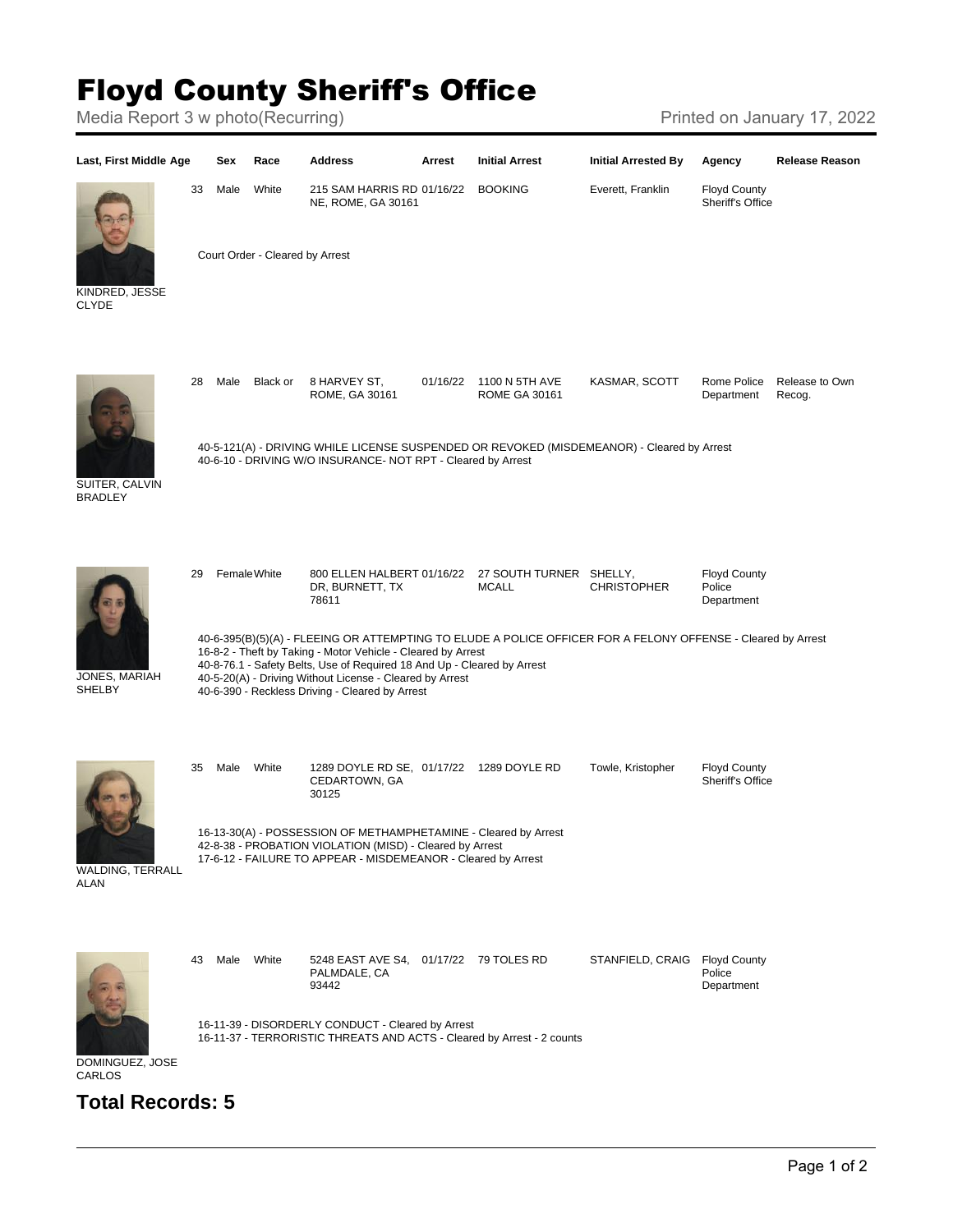# Floyd County Sheriff's Office

Media Report 3 w photo(Recurring)

Printed on January 17, 2022

| Last, First Middle | Age | Sex | Race | Address | Arrest | Initial Arrest | Initial Arrested By | Agency | Release Reason |
|---|---|---|---|---|---|---|---|---|---|
| KINDRED, JESSE CLYDE | 33 | Male | White | 215 SAM HARRIS RD NE, ROME, GA 30161 | 01/16/22 | BOOKING | Everett, Franklin | Floyd County Sheriff's Office | |
| | Court Order - Cleared by Arrest | | | | | | | | |
| SUITER, CALVIN BRADLEY | 28 | Male | Black or | 8 HARVEY ST, ROME, GA 30161 | 01/16/22 | 1100 N 5TH AVE ROME GA 30161 | KASMAR, SCOTT | Rome Police Department | Release to Own Recog. |
| | 40-5-121(A) - DRIVING WHILE LICENSE SUSPENDED OR REVOKED (MISDEMEANOR) - Cleared by Arrest<br>40-6-10 - DRIVING W/O INSURANCE- NOT RPT - Cleared by Arrest | | | | | | | | |
| JONES, MARIAH SHELBY | 29 | Female | White | 800 ELLEN HALBERT DR, BURNETT, TX 78611 | 01/16/22 | 27 SOUTH TURNER MCALL | SHELLY, CHRISTOPHER | Floyd County Police Department | |
| | 40-6-395(B)(5)(A) - FLEEING OR ATTEMPTING TO ELUDE A POLICE OFFICER FOR A FELONY OFFENSE - Cleared by Arrest<br>16-8-2 - Theft by Taking - Motor Vehicle - Cleared by Arrest<br>40-8-76.1 - Safety Belts, Use of Required 18 And Up - Cleared by Arrest<br>40-5-20(A) - Driving Without License - Cleared by Arrest<br>40-6-390 - Reckless Driving - Cleared by Arrest | | | | | | | | |
| WALDING, TERRALL ALAN | 35 | Male | White | 1289 DOYLE RD SE, CEDARTOWN, GA 30125 | 01/17/22 | 1289 DOYLE RD | Towle, Kristopher | Floyd County Sheriff's Office | |
| | 16-13-30(A) - POSSESSION OF METHAMPHETAMINE - Cleared by Arrest<br>42-8-38 - PROBATION VIOLATION (MISD) - Cleared by Arrest<br>17-6-12 - FAILURE TO APPEAR - MISDEMEANOR - Cleared by Arrest | | | | | | | | |
| DOMINGUEZ, JOSE CARLOS | 43 | Male | White | 5248 EAST AVE S4, PALMDALE, CA 93442 | 01/17/22 | 79 TOLES RD | STANFIELD, CRAIG | Floyd County Police Department | |
| | 16-11-39 - DISORDERLY CONDUCT - Cleared by Arrest<br>16-11-37 - TERRORISTIC THREATS AND ACTS - Cleared by Arrest - 2 counts | | | | | | | | |

## Total Records: 5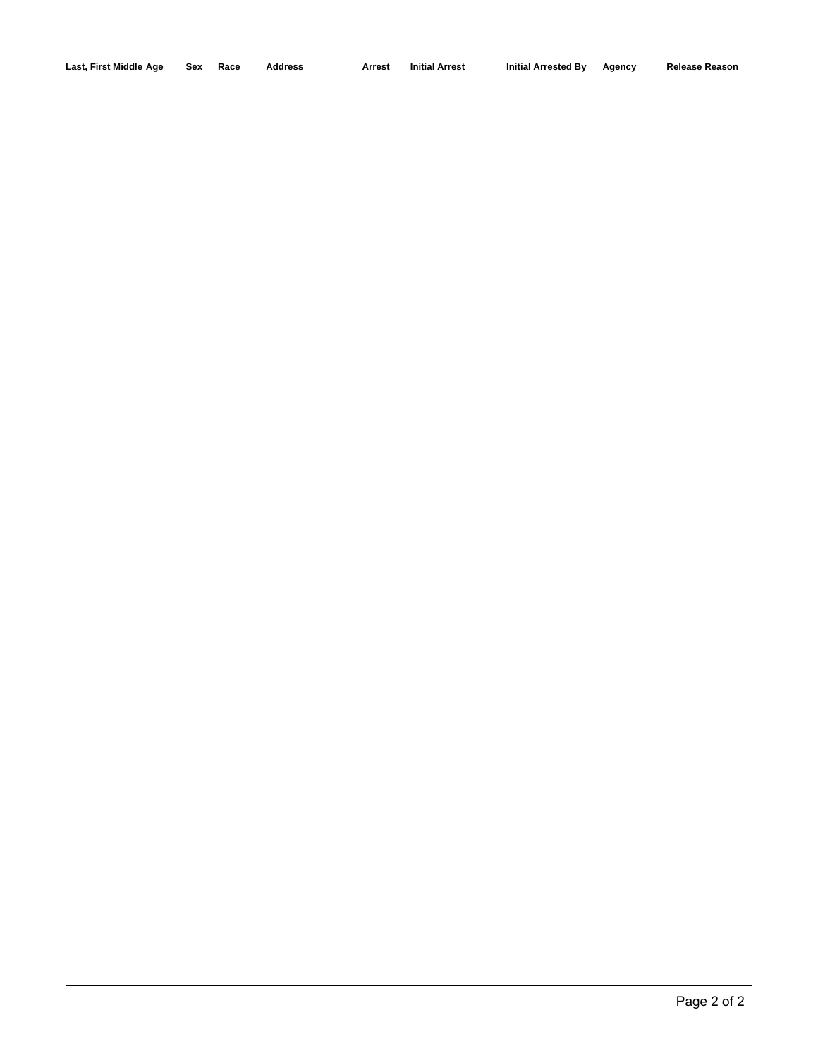| Last, First Middle | Age | Sex | Race | Address | Arrest | Initial Arrest | Initial Arrested By | Agency | Release Reason |
|---|---|---|---|---|---|---|---|---|---|